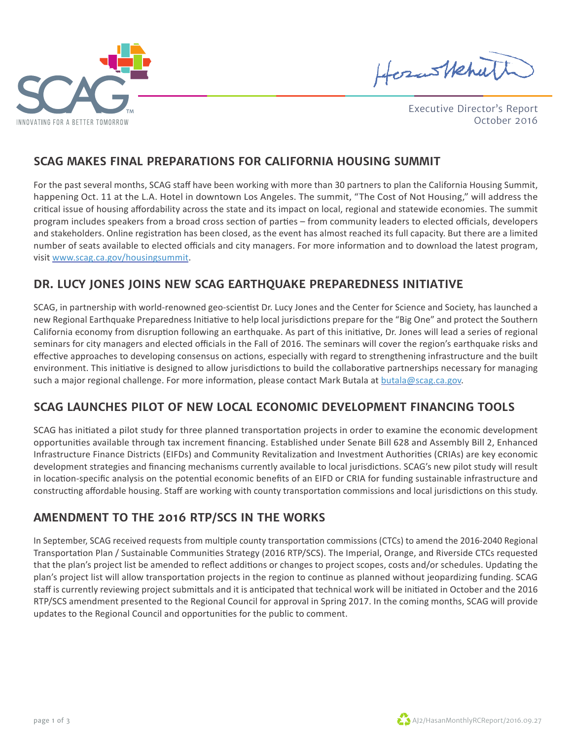SCAG

INNOVATING FOR A BETTER TOMORROW

Executive Director's Report
October 2016

## SCAG MAKES FINAL PREPARATIONS FOR CALIFORNIA HOUSING SUMMIT

For the past several months, SCAG staff have been working with more than 30 partners to plan the California Housing Summit, happening Oct. 11 at the L.A. Hotel in downtown Los Angeles. The summit, "The Cost of Not Housing," will address the critical issue of housing affordability across the state and its impact on local, regional and statewide economies. The summit program includes speakers from a broad cross section of parties – from community leaders to elected officials, developers and stakeholders. Online registration has been closed, as the event has almost reached its full capacity. But there are a limited number of seats available to elected officials and city managers. For more information and to download the latest program, visit www.scag.ca.gov/housingsummit.

## DR. LUCY JONES JOINS NEW SCAG EARTHQUAKE PREPAREDNESS INITIATIVE

SCAG, in partnership with world-renowned geo-scientist Dr. Lucy Jones and the Center for Science and Society, has launched a new Regional Earthquake Preparedness Initiative to help local jurisdictions prepare for the "Big One" and protect the Southern California economy from disruption following an earthquake. As part of this initiative, Dr. Jones will lead a series of regional seminars for city managers and elected officials in the Fall of 2016. The seminars will cover the region's earthquake risks and effective approaches to developing consensus on actions, especially with regard to strengthening infrastructure and the built environment. This initiative is designed to allow jurisdictions to build the collaborative partnerships necessary for managing such a major regional challenge. For more information, please contact Mark Butala at butala@scag.ca.gov.

## SCAG LAUNCHES PILOT OF NEW LOCAL ECONOMIC DEVELOPMENT FINANCING TOOLS

SCAG has initiated a pilot study for three planned transportation projects in order to examine the economic development opportunities available through tax increment financing. Established under Senate Bill 628 and Assembly Bill 2, Enhanced Infrastructure Finance Districts (EIFDs) and Community Revitalization and Investment Authorities (CRIAs) are key economic development strategies and financing mechanisms currently available to local jurisdictions. SCAG's new pilot study will result in location-specific analysis on the potential economic benefits of an EIFD or CRIA for funding sustainable infrastructure and constructing affordable housing. Staff are working with county transportation commissions and local jurisdictions on this study.

## AMENDMENT TO THE 2016 RTP/SCS IN THE WORKS

In September, SCAG received requests from multiple county transportation commissions (CTCs) to amend the 2016-2040 Regional Transportation Plan / Sustainable Communities Strategy (2016 RTP/SCS). The Imperial, Orange, and Riverside CTCs requested that the plan's project list be amended to reflect additions or changes to project scopes, costs and/or schedules. Updating the plan's project list will allow transportation projects in the region to continue as planned without jeopardizing funding. SCAG staff is currently reviewing project submittals and it is anticipated that technical work will be initiated in October and the 2016 RTP/SCS amendment presented to the Regional Council for approval in Spring 2017. In the coming months, SCAG will provide updates to the Regional Council and opportunities for the public to comment.

AJ2/HasanMonthlyRCReport/2016.09.27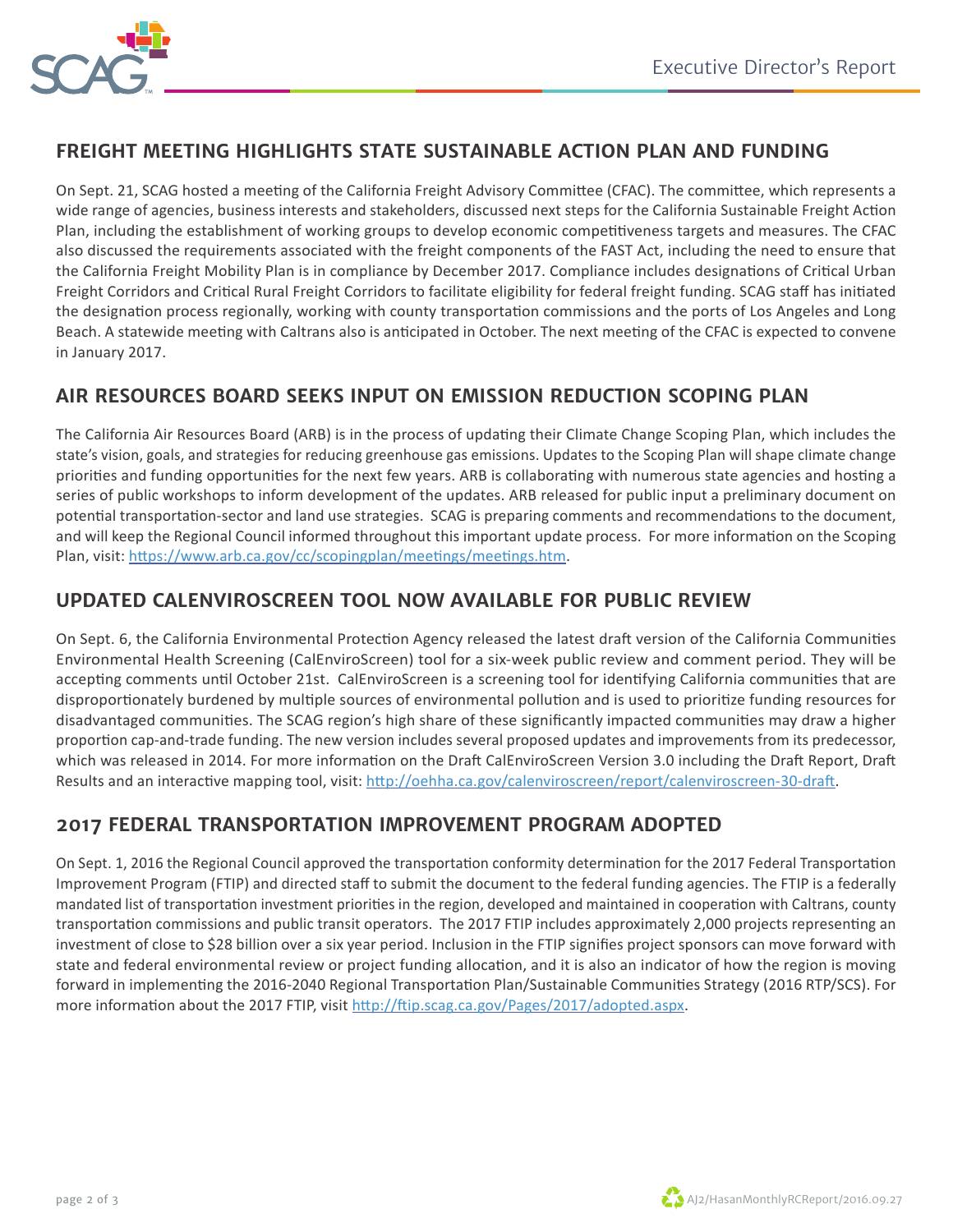## FREIGHT MEETING HIGHLIGHTS STATE SUSTAINABLE ACTION PLAN AND FUNDING

On Sept. 21, SCAG hosted a meeting of the California Freight Advisory Committee (CFAC). The committee, which represents a wide range of agencies, business interests and stakeholders, discussed next steps for the California Sustainable Freight Action Plan, including the establishment of working groups to develop economic competitiveness targets and measures. The CFAC also discussed the requirements associated with the freight components of the FAST Act, including the need to ensure that the California Freight Mobility Plan is in compliance by December 2017. Compliance includes designations of Critical Urban Freight Corridors and Critical Rural Freight Corridors to facilitate eligibility for federal freight funding. SCAG staff has initiated the designation process regionally, working with county transportation commissions and the ports of Los Angeles and Long Beach. A statewide meeting with Caltrans also is anticipated in October. The next meeting of the CFAC is expected to convene in January 2017.

## AIR RESOURCES BOARD SEEKS INPUT ON EMISSION REDUCTION SCOPING PLAN

The California Air Resources Board (ARB) is in the process of updating their Climate Change Scoping Plan, which includes the state's vision, goals, and strategies for reducing greenhouse gas emissions. Updates to the Scoping Plan will shape climate change priorities and funding opportunities for the next few years. ARB is collaborating with numerous state agencies and hosting a series of public workshops to inform development of the updates. ARB released for public input a preliminary document on potential transportation-sector and land use strategies. SCAG is preparing comments and recommendations to the document, and will keep the Regional Council informed throughout this important update process. For more information on the Scoping Plan, visit: https://www.arb.ca.gov/cc/scopingplan/meetings/meetings.htm.

## UPDATED CALENVIROSCREEN TOOL NOW AVAILABLE FOR PUBLIC REVIEW

On Sept. 6, the California Environmental Protection Agency released the latest draft version of the California Communities Environmental Health Screening (CalEnviroScreen) tool for a six-week public review and comment period. They will be accepting comments until October 21st. CalEnviroScreen is a screening tool for identifying California communities that are disproportionately burdened by multiple sources of environmental pollution and is used to prioritize funding resources for disadvantaged communities. The SCAG region's high share of these significantly impacted communities may draw a higher proportion cap-and-trade funding. The new version includes several proposed updates and improvements from its predecessor, which was released in 2014. For more information on the Draft CalEnviroScreen Version 3.0 including the Draft Report, Draft Results and an interactive mapping tool, visit: http://oehha.ca.gov/calenviroscreen/report/calenviroscreen-30-draft.

## 2017 FEDERAL TRANSPORTATION IMPROVEMENT PROGRAM ADOPTED

On Sept. 1, 2016 the Regional Council approved the transportation conformity determination for the 2017 Federal Transportation Improvement Program (FTIP) and directed staff to submit the document to the federal funding agencies. The FTIP is a federally mandated list of transportation investment priorities in the region, developed and maintained in cooperation with Caltrans, county transportation commissions and public transit operators. The 2017 FTIP includes approximately 2,000 projects representing an investment of close to $28 billion over a six year period. Inclusion in the FTIP signifies project sponsors can move forward with state and federal environmental review or project funding allocation, and it is also an indicator of how the region is moving forward in implementing the 2016-2040 Regional Transportation Plan/Sustainable Communities Strategy (2016 RTP/SCS). For more information about the 2017 FTIP, visit http://ftip.scag.ca.gov/Pages/2017/adopted.aspx.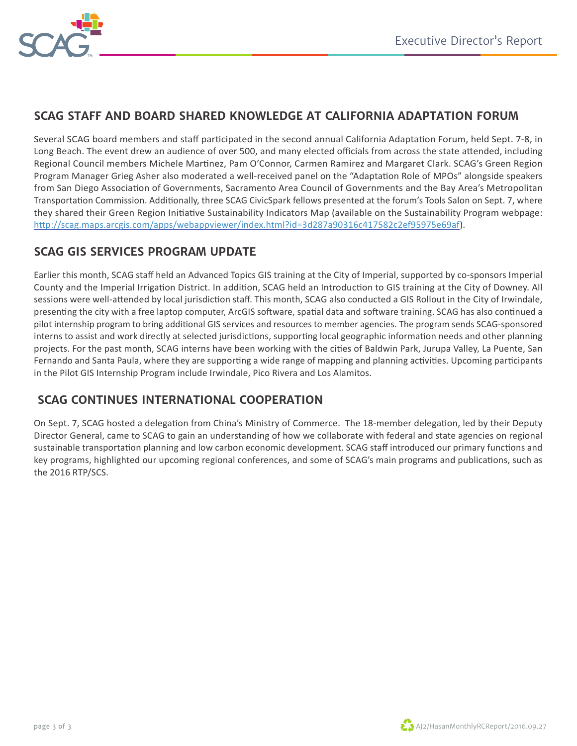## SCAG STAFF AND BOARD SHARED KNOWLEDGE AT CALIFORNIA ADAPTATION FORUM

Several SCAG board members and staff participated in the second annual California Adaptation Forum, held Sept. 7-8, in Long Beach. The event drew an audience of over 500, and many elected officials from across the state attended, including Regional Council members Michele Martinez, Pam O'Connor, Carmen Ramirez and Margaret Clark. SCAG's Green Region Program Manager Grieg Asher also moderated a well-received panel on the "Adaptation Role of MPOs" alongside speakers from San Diego Association of Governments, Sacramento Area Council of Governments and the Bay Area's Metropolitan Transportation Commission. Additionally, three SCAG CivicSpark fellows presented at the forum's Tools Salon on Sept. 7, where they shared their Green Region Initiative Sustainability Indicators Map (available on the Sustainability Program webpage: [http://scag.maps.arcgis.com/apps/webappviewer/index.html?id=3d287a90316c417582c2ef95975e69af](http://scag.maps.arcgis.com/apps/webappviewer/index.html?id=3d287a90316c417582c2ef95975e69af)).

## SCAG GIS SERVICES PROGRAM UPDATE

Earlier this month, SCAG staff held an Advanced Topics GIS training at the City of Imperial, supported by co-sponsors Imperial County and the Imperial Irrigation District. In addition, SCAG held an Introduction to GIS training at the City of Downey. All sessions were well-attended by local jurisdiction staff. This month, SCAG also conducted a GIS Rollout in the City of Irwindale, presenting the city with a free laptop computer, ArcGIS software, spatial data and software training. SCAG has also continued a pilot internship program to bring additional GIS services and resources to member agencies. The program sends SCAG-sponsored interns to assist and work directly at selected jurisdictions, supporting local geographic information needs and other planning projects. For the past month, SCAG interns have been working with the cities of Baldwin Park, Jurupa Valley, La Puente, San Fernando and Santa Paula, where they are supporting a wide range of mapping and planning activities. Upcoming participants in the Pilot GIS Internship Program include Irwindale, Pico Rivera and Los Alamitos.

## SCAG CONTINUES INTERNATIONAL COOPERATION

On Sept. 7, SCAG hosted a delegation from China's Ministry of Commerce. The 18-member delegation, led by their Deputy Director General, came to SCAG to gain an understanding of how we collaborate with federal and state agencies on regional sustainable transportation planning and low carbon economic development. SCAG staff introduced our primary functions and key programs, highlighted our upcoming regional conferences, and some of SCAG's main programs and publications, such as the 2016 RTP/SCS.